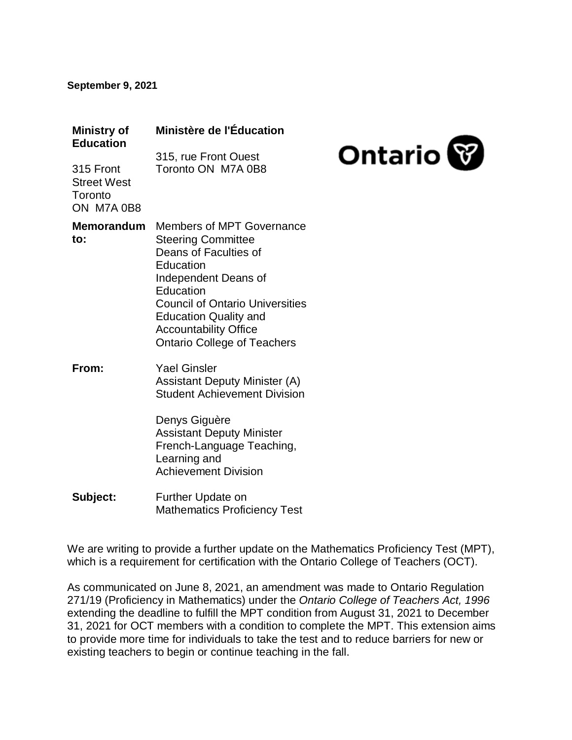**September 9, 2021**

**Ministry of Education**

315 Front Street West
Toronto
ON  M7A 0B8

**Ministère de l'Éducation**

315, rue Front Ouest
Toronto ON  M7A 0B8

Ontario

**Memorandum to:** Members of MPT Governance Steering Committee
Deans of Faculties of Education
Independent Deans of Education
Council of Ontario Universities
Education Quality and Accountability Office
Ontario College of Teachers

**From:** Yael Ginsler
Assistant Deputy Minister (A)
Student Achievement Division

Denys Giguère
Assistant Deputy Minister
French-Language Teaching, Learning and Achievement Division

**Subject:** Further Update on Mathematics Proficiency Test

We are writing to provide a further update on the Mathematics Proficiency Test (MPT), which is a requirement for certification with the Ontario College of Teachers (OCT).

As communicated on June 8, 2021, an amendment was made to Ontario Regulation 271/19 (Proficiency in Mathematics) under the *Ontario College of Teachers Act, 1996* extending the deadline to fulfill the MPT condition from August 31, 2021 to December 31, 2021 for OCT members with a condition to complete the MPT. This extension aims to provide more time for individuals to take the test and to reduce barriers for new or existing teachers to begin or continue teaching in the fall.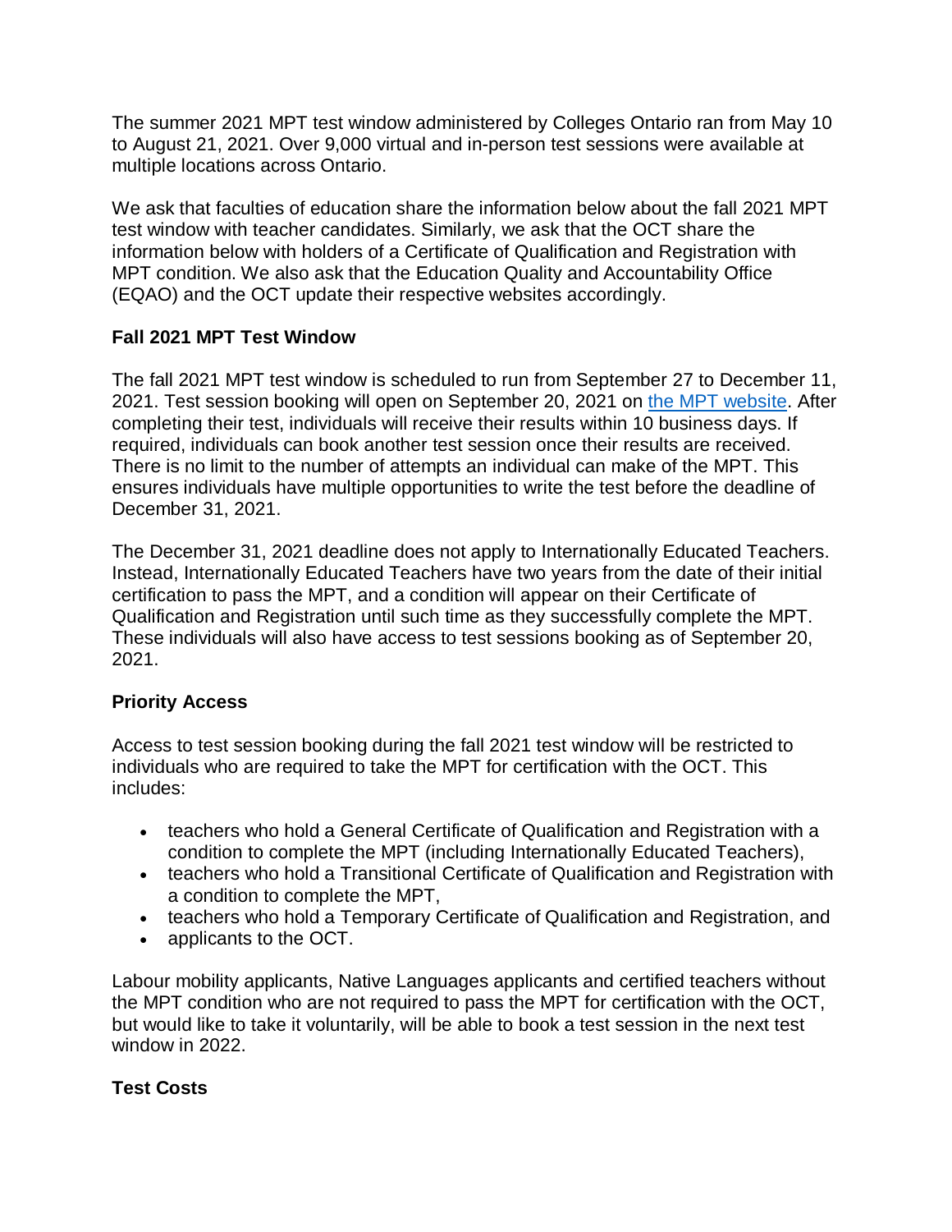The summer 2021 MPT test window administered by Colleges Ontario ran from May 10 to August 21, 2021. Over 9,000 virtual and in-person test sessions were available at multiple locations across Ontario.

We ask that faculties of education share the information below about the fall 2021 MPT test window with teacher candidates. Similarly, we ask that the OCT share the information below with holders of a Certificate of Qualification and Registration with MPT condition. We also ask that the Education Quality and Accountability Office (EQAO) and the OCT update their respective websites accordingly.

**Fall 2021 MPT Test Window**

The fall 2021 MPT test window is scheduled to run from September 27 to December 11, 2021. Test session booking will open on September 20, 2021 on the MPT website. After completing their test, individuals will receive their results within 10 business days. If required, individuals can book another test session once their results are received. There is no limit to the number of attempts an individual can make of the MPT. This ensures individuals have multiple opportunities to write the test before the deadline of December 31, 2021.

The December 31, 2021 deadline does not apply to Internationally Educated Teachers. Instead, Internationally Educated Teachers have two years from the date of their initial certification to pass the MPT, and a condition will appear on their Certificate of Qualification and Registration until such time as they successfully complete the MPT. These individuals will also have access to test sessions booking as of September 20, 2021.

**Priority Access**

Access to test session booking during the fall 2021 test window will be restricted to individuals who are required to take the MPT for certification with the OCT. This includes:

- teachers who hold a General Certificate of Qualification and Registration with a condition to complete the MPT (including Internationally Educated Teachers),
- teachers who hold a Transitional Certificate of Qualification and Registration with a condition to complete the MPT,
- teachers who hold a Temporary Certificate of Qualification and Registration, and
- applicants to the OCT.

Labour mobility applicants, Native Languages applicants and certified teachers without the MPT condition who are not required to pass the MPT for certification with the OCT, but would like to take it voluntarily, will be able to book a test session in the next test window in 2022.

**Test Costs**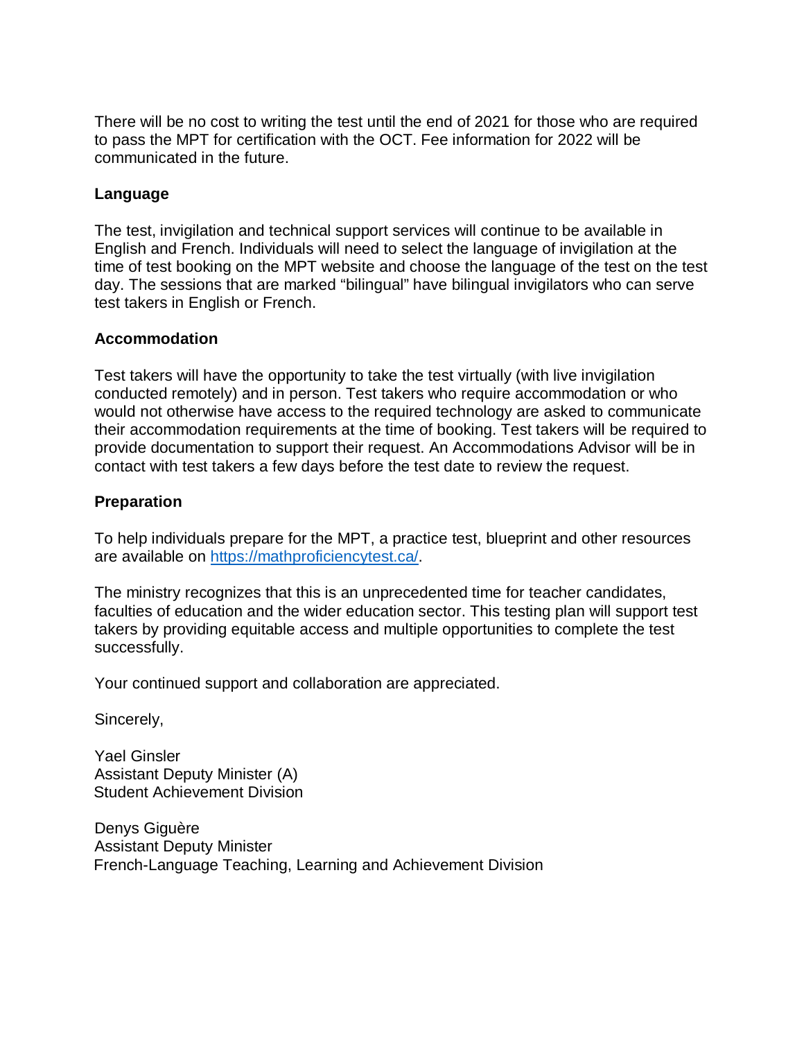There will be no cost to writing the test until the end of 2021 for those who are required to pass the MPT for certification with the OCT. Fee information for 2022 will be communicated in the future.

**Language**

The test, invigilation and technical support services will continue to be available in English and French. Individuals will need to select the language of invigilation at the time of test booking on the MPT website and choose the language of the test on the test day. The sessions that are marked “bilingual” have bilingual invigilators who can serve test takers in English or French.

**Accommodation**

Test takers will have the opportunity to take the test virtually (with live invigilation conducted remotely) and in person. Test takers who require accommodation or who would not otherwise have access to the required technology are asked to communicate their accommodation requirements at the time of booking. Test takers will be required to provide documentation to support their request. An Accommodations Advisor will be in contact with test takers a few days before the test date to review the request.

**Preparation**

To help individuals prepare for the MPT, a practice test, blueprint and other resources are available on [https://mathproficiencytest.ca/](https://mathproficiencytest.ca/).

The ministry recognizes that this is an unprecedented time for teacher candidates, faculties of education and the wider education sector. This testing plan will support test takers by providing equitable access and multiple opportunities to complete the test successfully.

Your continued support and collaboration are appreciated.

Sincerely,

Yael Ginsler
Assistant Deputy Minister (A)
Student Achievement Division

Denys Giguère
Assistant Deputy Minister
French-Language Teaching, Learning and Achievement Division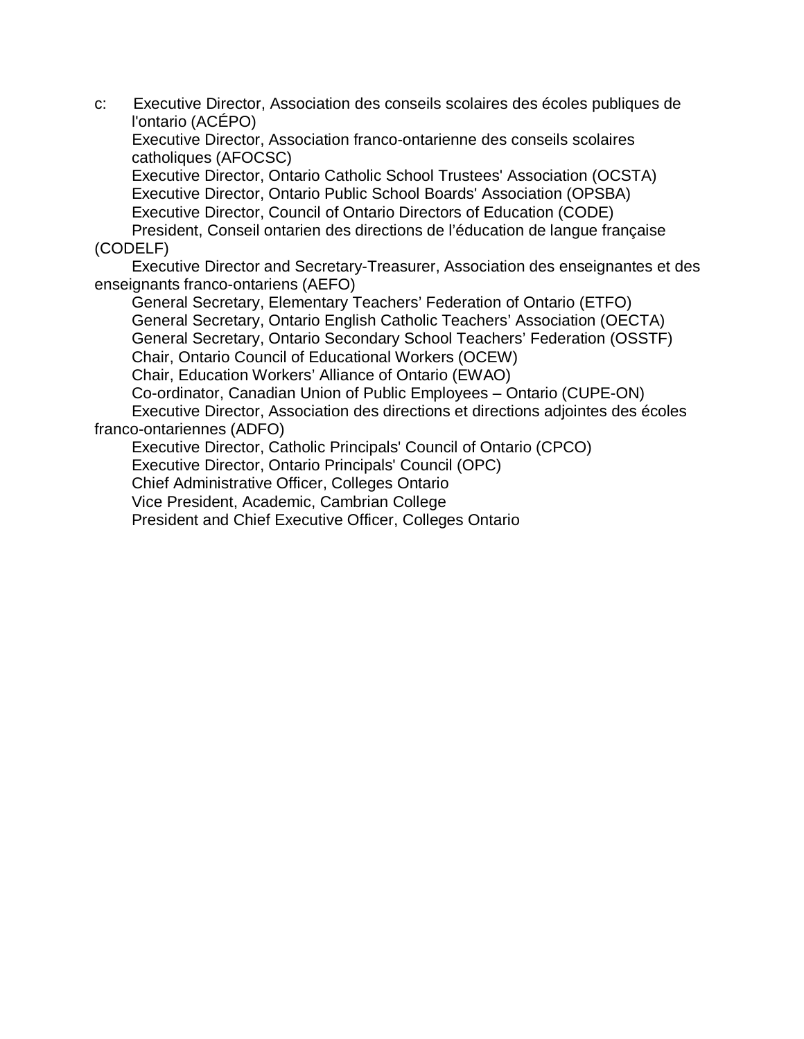c: Executive Director, Association des conseils scolaires des écoles publiques de l'ontario (ACÉPO)  
Executive Director, Association franco-ontarienne des conseils scolaires catholiques (AFOCSC)  
Executive Director, Ontario Catholic School Trustees' Association (OCSTA)  
Executive Director, Ontario Public School Boards' Association (OPSBA)  
Executive Director, Council of Ontario Directors of Education (CODE)  
President, Conseil ontarien des directions de l'éducation de langue française (CODELF)  
Executive Director and Secretary-Treasurer, Association des enseignantes et des enseignants franco-ontariens (AEFO)  
General Secretary, Elementary Teachers' Federation of Ontario (ETFO)  
General Secretary, Ontario English Catholic Teachers' Association (OECTA)  
General Secretary, Ontario Secondary School Teachers' Federation (OSSTF)  
Chair, Ontario Council of Educational Workers (OCEW)  
Chair, Education Workers' Alliance of Ontario (EWAO)  
Co-ordinator, Canadian Union of Public Employees – Ontario (CUPE-ON)  
Executive Director, Association des directions et directions adjointes des écoles franco-ontariennes (ADFO)  
Executive Director, Catholic Principals' Council of Ontario (CPCO)  
Executive Director, Ontario Principals' Council (OPC)  
Chief Administrative Officer, Colleges Ontario  
Vice President, Academic, Cambrian College  
President and Chief Executive Officer, Colleges Ontario